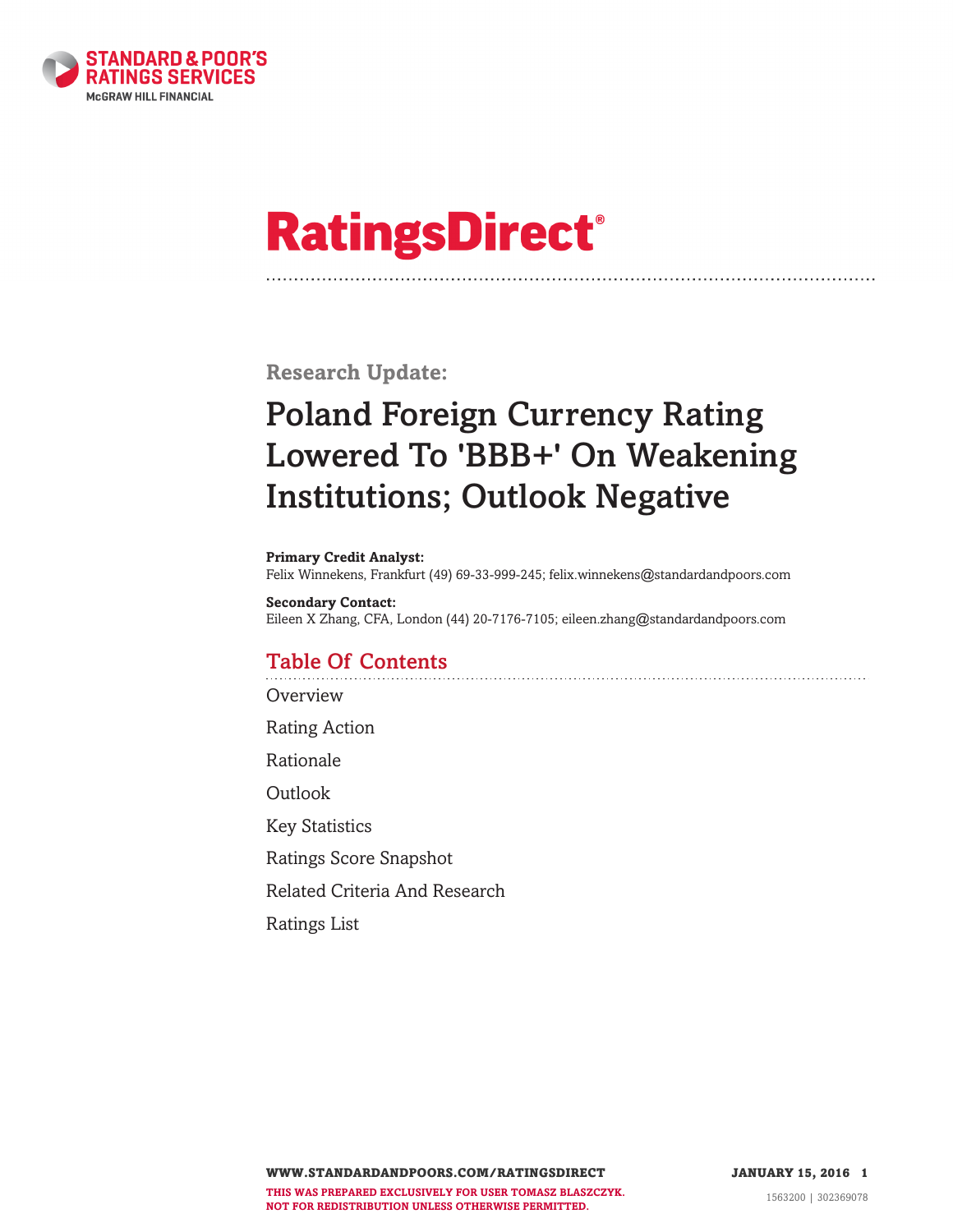# RatingsDirect®

## Research Update:

# Poland Foreign Currency Rating Lowered To 'BBB+' On Weakening Institutions; Outlook Negative

**Primary Credit Analyst:**
Felix Winnekens, Frankfurt (49) 69-33-999-245; felix.winnekens@standardandpoors.com

**Secondary Contact:**
Eileen X Zhang, CFA, London (44) 20-7176-7105; eileen.zhang@standardandpoors.com

## Table Of Contents

Overview

Rating Action

Rationale

Outlook

Key Statistics

Ratings Score Snapshot

Related Criteria And Research

Ratings List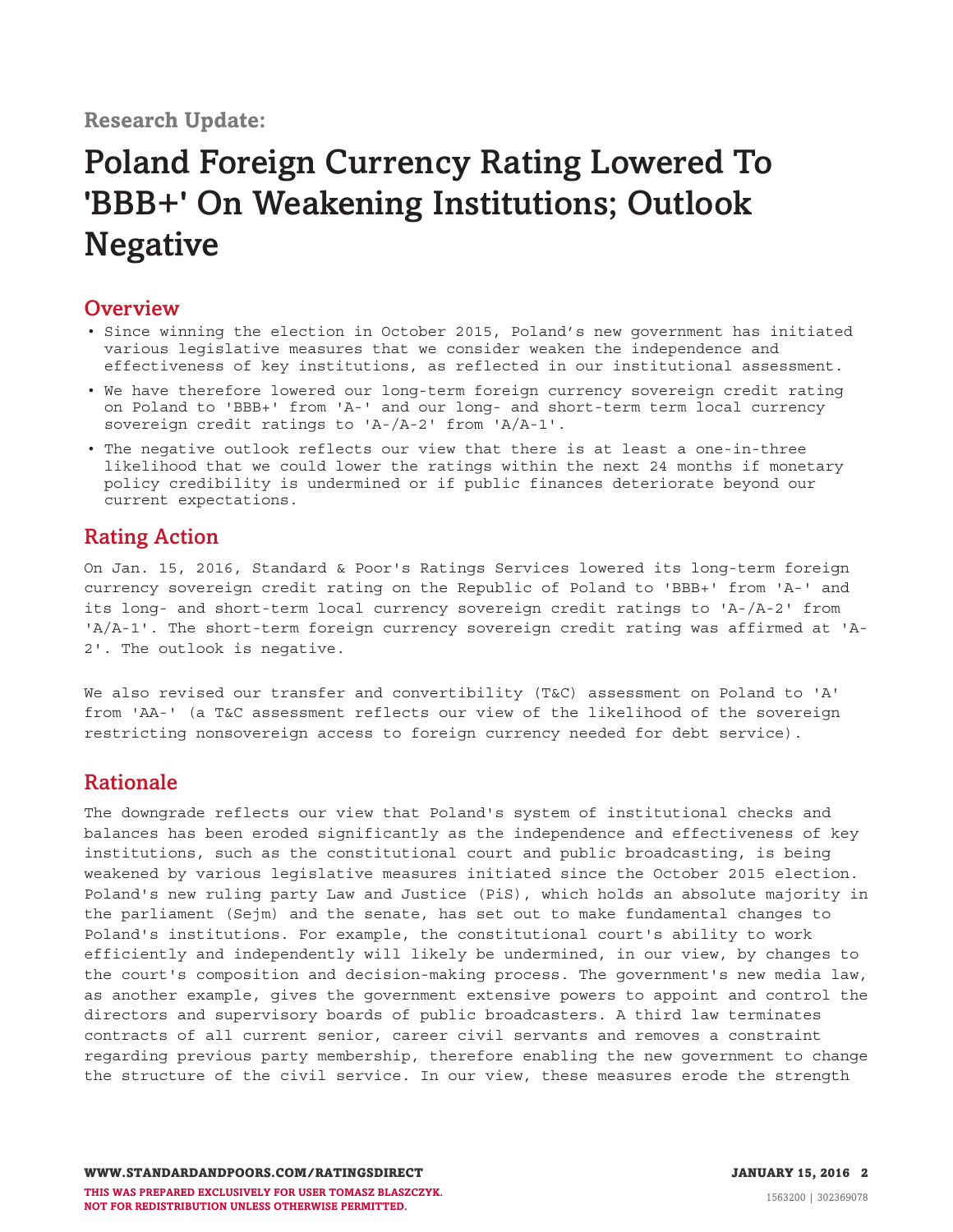Research Update:

# Poland Foreign Currency Rating Lowered To 'BBB+' On Weakening Institutions; Outlook Negative

## Overview

- Since winning the election in October 2015, Poland's new government has initiated various legislative measures that we consider weaken the independence and effectiveness of key institutions, as reflected in our institutional assessment.
- We have therefore lowered our long-term foreign currency sovereign credit rating on Poland to 'BBB+' from 'A-' and our long- and short-term term local currency sovereign credit ratings to 'A-/A-2' from 'A/A-1'.
- The negative outlook reflects our view that there is at least a one-in-three likelihood that we could lower the ratings within the next 24 months if monetary policy credibility is undermined or if public finances deteriorate beyond our current expectations.

## Rating Action

On Jan. 15, 2016, Standard & Poor's Ratings Services lowered its long-term foreign currency sovereign credit rating on the Republic of Poland to 'BBB+' from 'A-' and its long- and short-term local currency sovereign credit ratings to 'A-/A-2' from 'A/A-1'. The short-term foreign currency sovereign credit rating was affirmed at 'A-2'. The outlook is negative.

We also revised our transfer and convertibility (T&C) assessment on Poland to 'A' from 'AA-' (a T&C assessment reflects our view of the likelihood of the sovereign restricting nonsovereign access to foreign currency needed for debt service).

## Rationale

The downgrade reflects our view that Poland's system of institutional checks and balances has been eroded significantly as the independence and effectiveness of key institutions, such as the constitutional court and public broadcasting, is being weakened by various legislative measures initiated since the October 2015 election. Poland's new ruling party Law and Justice (PiS), which holds an absolute majority in the parliament (Sejm) and the senate, has set out to make fundamental changes to Poland's institutions. For example, the constitutional court's ability to work efficiently and independently will likely be undermined, in our view, by changes to the court's composition and decision-making process. The government's new media law, as another example, gives the government extensive powers to appoint and control the directors and supervisory boards of public broadcasters. A third law terminates contracts of all current senior, career civil servants and removes a constraint regarding previous party membership, therefore enabling the new government to change the structure of the civil service. In our view, these measures erode the strength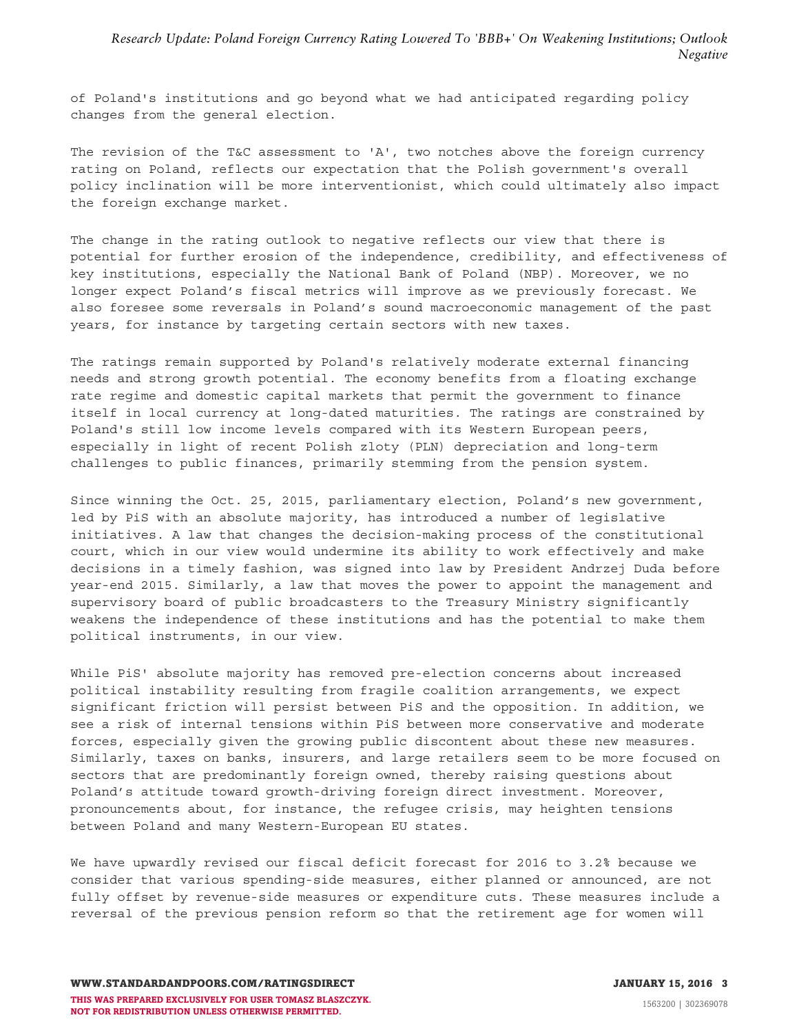of Poland's institutions and go beyond what we had anticipated regarding policy changes from the general election.

The revision of the T&C assessment to 'A', two notches above the foreign currency rating on Poland, reflects our expectation that the Polish government's overall policy inclination will be more interventionist, which could ultimately also impact the foreign exchange market.

The change in the rating outlook to negative reflects our view that there is potential for further erosion of the independence, credibility, and effectiveness of key institutions, especially the National Bank of Poland (NBP). Moreover, we no longer expect Poland's fiscal metrics will improve as we previously forecast. We also foresee some reversals in Poland's sound macroeconomic management of the past years, for instance by targeting certain sectors with new taxes.

The ratings remain supported by Poland's relatively moderate external financing needs and strong growth potential. The economy benefits from a floating exchange rate regime and domestic capital markets that permit the government to finance itself in local currency at long-dated maturities. The ratings are constrained by Poland's still low income levels compared with its Western European peers, especially in light of recent Polish zloty (PLN) depreciation and long-term challenges to public finances, primarily stemming from the pension system.

Since winning the Oct. 25, 2015, parliamentary election, Poland's new government, led by PiS with an absolute majority, has introduced a number of legislative initiatives. A law that changes the decision-making process of the constitutional court, which in our view would undermine its ability to work effectively and make decisions in a timely fashion, was signed into law by President Andrzej Duda before year-end 2015. Similarly, a law that moves the power to appoint the management and supervisory board of public broadcasters to the Treasury Ministry significantly weakens the independence of these institutions and has the potential to make them political instruments, in our view.

While PiS' absolute majority has removed pre-election concerns about increased political instability resulting from fragile coalition arrangements, we expect significant friction will persist between PiS and the opposition. In addition, we see a risk of internal tensions within PiS between more conservative and moderate forces, especially given the growing public discontent about these new measures. Similarly, taxes on banks, insurers, and large retailers seem to be more focused on sectors that are predominantly foreign owned, thereby raising questions about Poland's attitude toward growth-driving foreign direct investment. Moreover, pronouncements about, for instance, the refugee crisis, may heighten tensions between Poland and many Western-European EU states.

We have upwardly revised our fiscal deficit forecast for 2016 to 3.2% because we consider that various spending-side measures, either planned or announced, are not fully offset by revenue-side measures or expenditure cuts. These measures include a reversal of the previous pension reform so that the retirement age for women will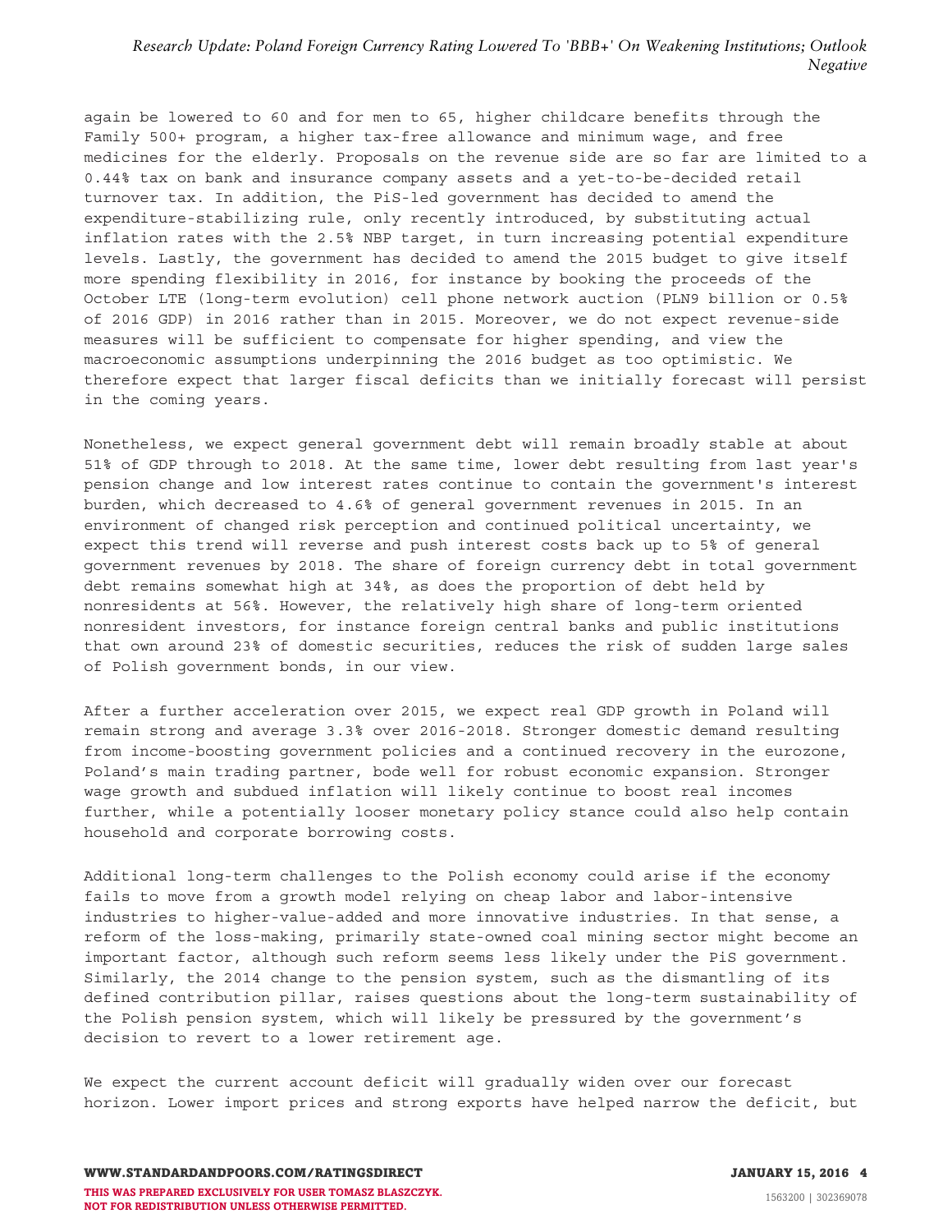again be lowered to 60 and for men to 65, higher childcare benefits through the Family 500+ program, a higher tax-free allowance and minimum wage, and free medicines for the elderly. Proposals on the revenue side are so far are limited to a 0.44% tax on bank and insurance company assets and a yet-to-be-decided retail turnover tax. In addition, the PiS-led government has decided to amend the expenditure-stabilizing rule, only recently introduced, by substituting actual inflation rates with the 2.5% NBP target, in turn increasing potential expenditure levels. Lastly, the government has decided to amend the 2015 budget to give itself more spending flexibility in 2016, for instance by booking the proceeds of the October LTE (long-term evolution) cell phone network auction (PLN9 billion or 0.5% of 2016 GDP) in 2016 rather than in 2015. Moreover, we do not expect revenue-side measures will be sufficient to compensate for higher spending, and view the macroeconomic assumptions underpinning the 2016 budget as too optimistic. We therefore expect that larger fiscal deficits than we initially forecast will persist in the coming years.

Nonetheless, we expect general government debt will remain broadly stable at about 51% of GDP through to 2018. At the same time, lower debt resulting from last year's pension change and low interest rates continue to contain the government's interest burden, which decreased to 4.6% of general government revenues in 2015. In an environment of changed risk perception and continued political uncertainty, we expect this trend will reverse and push interest costs back up to 5% of general government revenues by 2018. The share of foreign currency debt in total government debt remains somewhat high at 34%, as does the proportion of debt held by nonresidents at 56%. However, the relatively high share of long-term oriented nonresident investors, for instance foreign central banks and public institutions that own around 23% of domestic securities, reduces the risk of sudden large sales of Polish government bonds, in our view.

After a further acceleration over 2015, we expect real GDP growth in Poland will remain strong and average 3.3% over 2016-2018. Stronger domestic demand resulting from income-boosting government policies and a continued recovery in the eurozone, Poland's main trading partner, bode well for robust economic expansion. Stronger wage growth and subdued inflation will likely continue to boost real incomes further, while a potentially looser monetary policy stance could also help contain household and corporate borrowing costs.

Additional long-term challenges to the Polish economy could arise if the economy fails to move from a growth model relying on cheap labor and labor-intensive industries to higher-value-added and more innovative industries. In that sense, a reform of the loss-making, primarily state-owned coal mining sector might become an important factor, although such reform seems less likely under the PiS government. Similarly, the 2014 change to the pension system, such as the dismantling of its defined contribution pillar, raises questions about the long-term sustainability of the Polish pension system, which will likely be pressured by the government's decision to revert to a lower retirement age.

We expect the current account deficit will gradually widen over our forecast horizon. Lower import prices and strong exports have helped narrow the deficit, but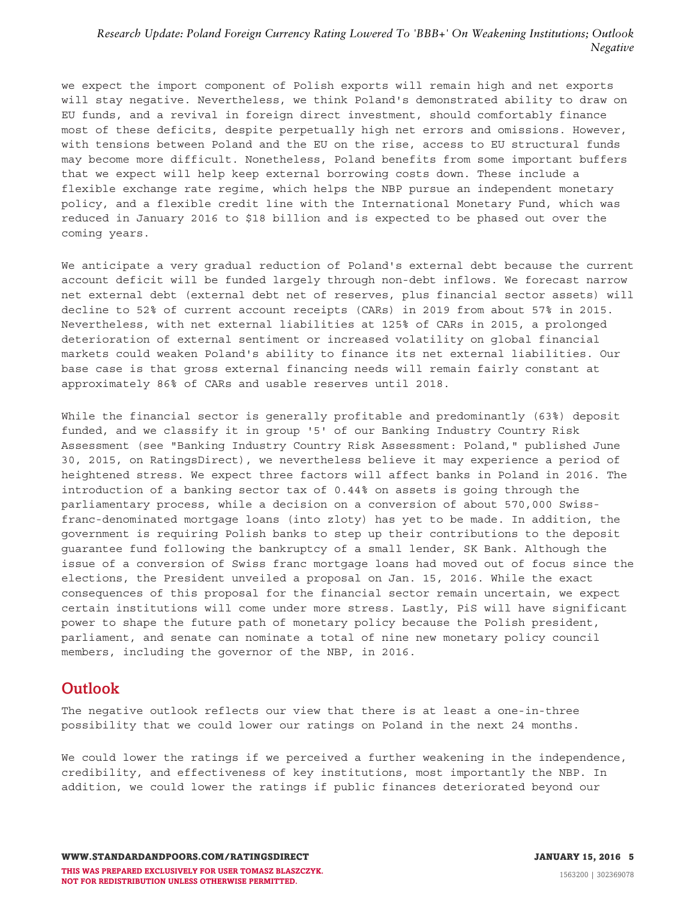we expect the import component of Polish exports will remain high and net exports will stay negative. Nevertheless, we think Poland's demonstrated ability to draw on EU funds, and a revival in foreign direct investment, should comfortably finance most of these deficits, despite perpetually high net errors and omissions. However, with tensions between Poland and the EU on the rise, access to EU structural funds may become more difficult. Nonetheless, Poland benefits from some important buffers that we expect will help keep external borrowing costs down. These include a flexible exchange rate regime, which helps the NBP pursue an independent monetary policy, and a flexible credit line with the International Monetary Fund, which was reduced in January 2016 to $18 billion and is expected to be phased out over the coming years.

We anticipate a very gradual reduction of Poland's external debt because the current account deficit will be funded largely through non-debt inflows. We forecast narrow net external debt (external debt net of reserves, plus financial sector assets) will decline to 52% of current account receipts (CARs) in 2019 from about 57% in 2015. Nevertheless, with net external liabilities at 125% of CARs in 2015, a prolonged deterioration of external sentiment or increased volatility on global financial markets could weaken Poland's ability to finance its net external liabilities. Our base case is that gross external financing needs will remain fairly constant at approximately 86% of CARs and usable reserves until 2018.

While the financial sector is generally profitable and predominantly (63%) deposit funded, and we classify it in group '5' of our Banking Industry Country Risk Assessment (see "Banking Industry Country Risk Assessment: Poland," published June 30, 2015, on RatingsDirect), we nevertheless believe it may experience a period of heightened stress. We expect three factors will affect banks in Poland in 2016. The introduction of a banking sector tax of 0.44% on assets is going through the parliamentary process, while a decision on a conversion of about 570,000 Swiss-franc-denominated mortgage loans (into zloty) has yet to be made. In addition, the government is requiring Polish banks to step up their contributions to the deposit guarantee fund following the bankruptcy of a small lender, SK Bank. Although the issue of a conversion of Swiss franc mortgage loans had moved out of focus since the elections, the President unveiled a proposal on Jan. 15, 2016. While the exact consequences of this proposal for the financial sector remain uncertain, we expect certain institutions will come under more stress. Lastly, PiS will have significant power to shape the future path of monetary policy because the Polish president, parliament, and senate can nominate a total of nine new monetary policy council members, including the governor of the NBP, in 2016.

## Outlook

The negative outlook reflects our view that there is at least a one-in-three possibility that we could lower our ratings on Poland in the next 24 months.

We could lower the ratings if we perceived a further weakening in the independence, credibility, and effectiveness of key institutions, most importantly the NBP. In addition, we could lower the ratings if public finances deteriorated beyond our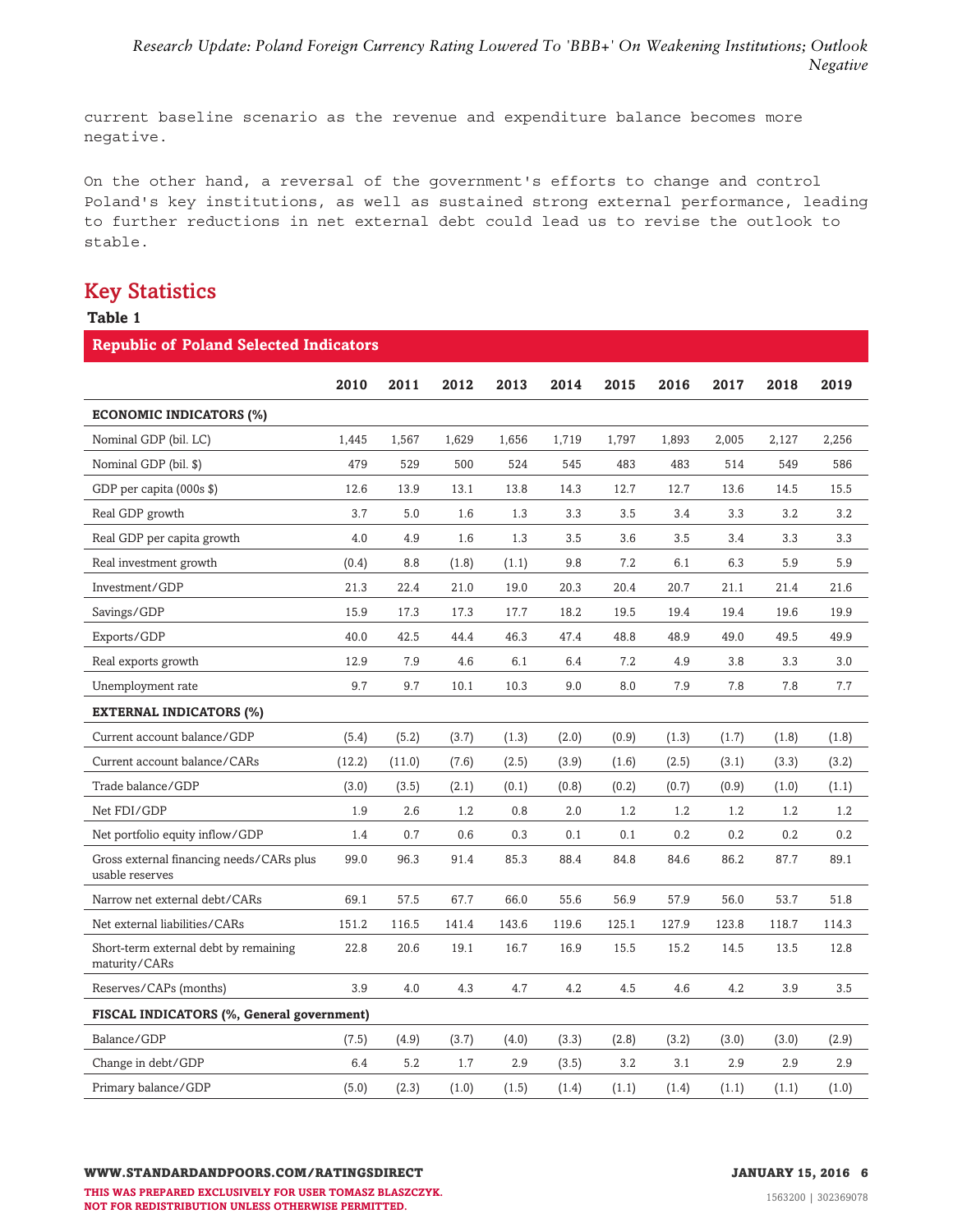current baseline scenario as the revenue and expenditure balance becomes more negative.

On the other hand, a reversal of the government's efforts to change and control Poland's key institutions, as well as sustained strong external performance, leading to further reductions in net external debt could lead us to revise the outlook to stable.

## Key Statistics

**Table 1**

| Republic of Poland Selected Indicators | | | | | | | | | | |
|---|---|---|---|---|---|---|---|---|---|---|
| | **2010** | **2011** | **2012** | **2013** | **2014** | **2015** | **2016** | **2017** | **2018** | **2019** |
| **ECONOMIC INDICATORS (%)** | | | | | | | | | | |
| Nominal GDP (bil. LC) | 1,445 | 1,567 | 1,629 | 1,656 | 1,719 | 1,797 | 1,893 | 2,005 | 2,127 | 2,256 |
| Nominal GDP (bil. $) | 479 | 529 | 500 | 524 | 545 | 483 | 483 | 514 | 549 | 586 |
| GDP per capita (000s $) | 12.6 | 13.9 | 13.1 | 13.8 | 14.3 | 12.7 | 12.7 | 13.6 | 14.5 | 15.5 |
| Real GDP growth | 3.7 | 5.0 | 1.6 | 1.3 | 3.3 | 3.5 | 3.4 | 3.3 | 3.2 | 3.2 |
| Real GDP per capita growth | 4.0 | 4.9 | 1.6 | 1.3 | 3.5 | 3.6 | 3.5 | 3.4 | 3.3 | 3.3 |
| Real investment growth | (0.4) | 8.8 | (1.8) | (1.1) | 9.8 | 7.2 | 6.1 | 6.3 | 5.9 | 5.9 |
| Investment/GDP | 21.3 | 22.4 | 21.0 | 19.0 | 20.3 | 20.4 | 20.7 | 21.1 | 21.4 | 21.6 |
| Savings/GDP | 15.9 | 17.3 | 17.3 | 17.7 | 18.2 | 19.5 | 19.4 | 19.4 | 19.6 | 19.9 |
| Exports/GDP | 40.0 | 42.5 | 44.4 | 46.3 | 47.4 | 48.8 | 48.9 | 49.0 | 49.5 | 49.9 |
| Real exports growth | 12.9 | 7.9 | 4.6 | 6.1 | 6.4 | 7.2 | 4.9 | 3.8 | 3.3 | 3.0 |
| Unemployment rate | 9.7 | 9.7 | 10.1 | 10.3 | 9.0 | 8.0 | 7.9 | 7.8 | 7.8 | 7.7 |
| **EXTERNAL INDICATORS (%)** | | | | | | | | | | |
| Current account balance/GDP | (5.4) | (5.2) | (3.7) | (1.3) | (2.0) | (0.9) | (1.3) | (1.7) | (1.8) | (1.8) |
| Current account balance/CARs | (12.2) | (11.0) | (7.6) | (2.5) | (3.9) | (1.6) | (2.5) | (3.1) | (3.3) | (3.2) |
| Trade balance/GDP | (3.0) | (3.5) | (2.1) | (0.1) | (0.8) | (0.2) | (0.7) | (0.9) | (1.0) | (1.1) |
| Net FDI/GDP | 1.9 | 2.6 | 1.2 | 0.8 | 2.0 | 1.2 | 1.2 | 1.2 | 1.2 | 1.2 |
| Net portfolio equity inflow/GDP | 1.4 | 0.7 | 0.6 | 0.3 | 0.1 | 0.1 | 0.2 | 0.2 | 0.2 | 0.2 |
| Gross external financing needs/CARs plus usable reserves | 99.0 | 96.3 | 91.4 | 85.3 | 88.4 | 84.8 | 84.6 | 86.2 | 87.7 | 89.1 |
| Narrow net external debt/CARs | 69.1 | 57.5 | 67.7 | 66.0 | 55.6 | 56.9 | 57.9 | 56.0 | 53.7 | 51.8 |
| Net external liabilities/CARs | 151.2 | 116.5 | 141.4 | 143.6 | 119.6 | 125.1 | 127.9 | 123.8 | 118.7 | 114.3 |
| Short-term external debt by remaining maturity/CARs | 22.8 | 20.6 | 19.1 | 16.7 | 16.9 | 15.5 | 15.2 | 14.5 | 13.5 | 12.8 |
| Reserves/CAPs (months) | 3.9 | 4.0 | 4.3 | 4.7 | 4.2 | 4.5 | 4.6 | 4.2 | 3.9 | 3.5 |
| **FISCAL INDICATORS (%, General government)** | | | | | | | | | | |
| Balance/GDP | (7.5) | (4.9) | (3.7) | (4.0) | (3.3) | (2.8) | (3.2) | (3.0) | (3.0) | (2.9) |
| Change in debt/GDP | 6.4 | 5.2 | 1.7 | 2.9 | (3.5) | 3.2 | 3.1 | 2.9 | 2.9 | 2.9 |
| Primary balance/GDP | (5.0) | (2.3) | (1.0) | (1.5) | (1.4) | (1.1) | (1.4) | (1.1) | (1.1) | (1.0) |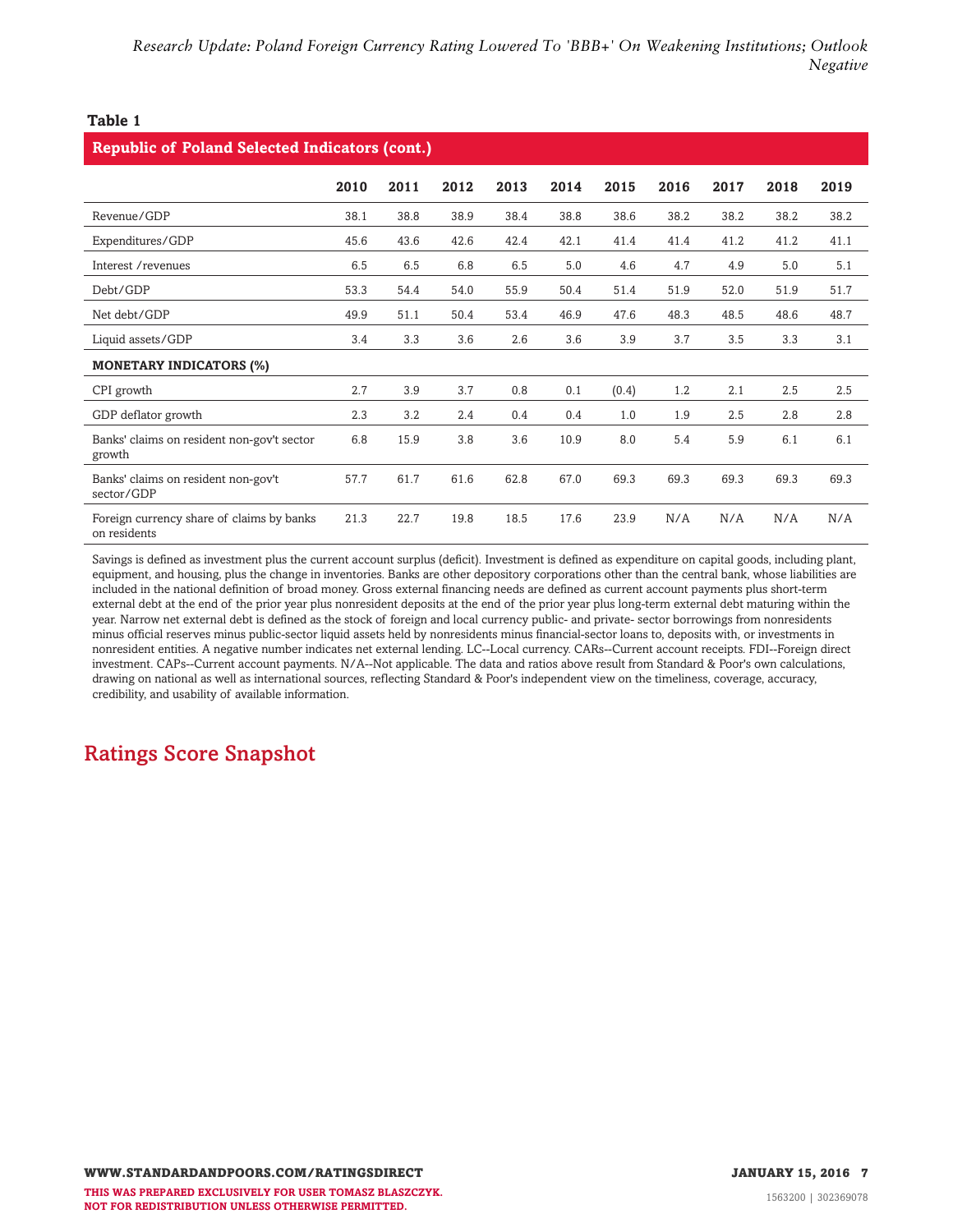**Table 1**

**Republic of Poland Selected Indicators (cont.)**

| | 2010 | 2011 | 2012 | 2013 | 2014 | 2015 | 2016 | 2017 | 2018 | 2019 |
|---|---|---|---|---|---|---|---|---|---|---|
| Revenue/GDP | 38.1 | 38.8 | 38.9 | 38.4 | 38.8 | 38.6 | 38.2 | 38.2 | 38.2 | 38.2 |
| Expenditures/GDP | 45.6 | 43.6 | 42.6 | 42.4 | 42.1 | 41.4 | 41.4 | 41.2 | 41.2 | 41.1 |
| Interest /revenues | 6.5 | 6.5 | 6.8 | 6.5 | 5.0 | 4.6 | 4.7 | 4.9 | 5.0 | 5.1 |
| Debt/GDP | 53.3 | 54.4 | 54.0 | 55.9 | 50.4 | 51.4 | 51.9 | 52.0 | 51.9 | 51.7 |
| Net debt/GDP | 49.9 | 51.1 | 50.4 | 53.4 | 46.9 | 47.6 | 48.3 | 48.5 | 48.6 | 48.7 |
| Liquid assets/GDP | 3.4 | 3.3 | 3.6 | 2.6 | 3.6 | 3.9 | 3.7 | 3.5 | 3.3 | 3.1 |
| **MONETARY INDICATORS (%)** | | | | | | | | | | |
| CPI growth | 2.7 | 3.9 | 3.7 | 0.8 | 0.1 | (0.4) | 1.2 | 2.1 | 2.5 | 2.5 |
| GDP deflator growth | 2.3 | 3.2 | 2.4 | 0.4 | 0.4 | 1.0 | 1.9 | 2.5 | 2.8 | 2.8 |
| Banks' claims on resident non-gov't sector growth | 6.8 | 15.9 | 3.8 | 3.6 | 10.9 | 8.0 | 5.4 | 5.9 | 6.1 | 6.1 |
| Banks' claims on resident non-gov't sector/GDP | 57.7 | 61.7 | 61.6 | 62.8 | 67.0 | 69.3 | 69.3 | 69.3 | 69.3 | 69.3 |
| Foreign currency share of claims by banks on residents | 21.3 | 22.7 | 19.8 | 18.5 | 17.6 | 23.9 | N/A | N/A | N/A | N/A |

Savings is defined as investment plus the current account surplus (deficit). Investment is defined as expenditure on capital goods, including plant, equipment, and housing, plus the change in inventories. Banks are other depository corporations other than the central bank, whose liabilities are included in the national definition of broad money. Gross external financing needs are defined as current account payments plus short-term external debt at the end of the prior year plus nonresident deposits at the end of the prior year plus long-term external debt maturing within the year. Narrow net external debt is defined as the stock of foreign and local currency public- and private- sector borrowings from nonresidents minus official reserves minus public-sector liquid assets held by nonresidents minus financial-sector loans to, deposits with, or investments in nonresident entities. A negative number indicates net external lending. LC--Local currency. CARs--Current account receipts. FDI--Foreign direct investment. CAPs--Current account payments. N/A--Not applicable. The data and ratios above result from Standard & Poor's own calculations, drawing on national as well as international sources, reflecting Standard & Poor's independent view on the timeliness, coverage, accuracy, credibility, and usability of available information.

## Ratings Score Snapshot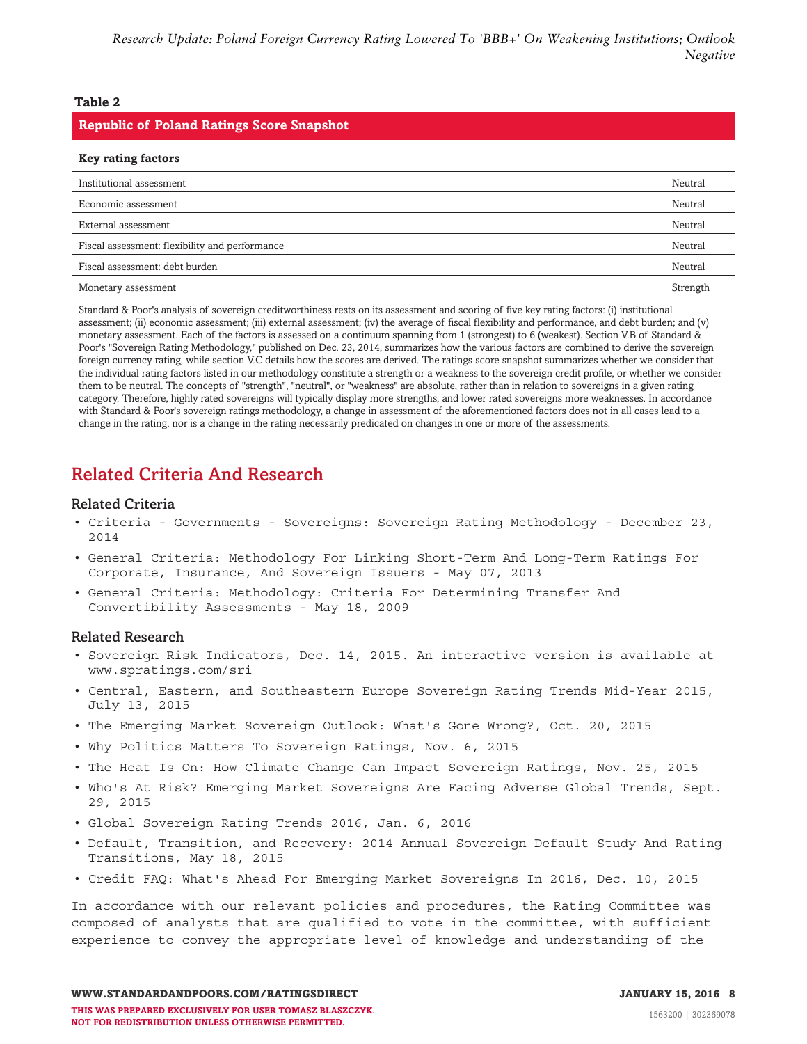**Table 2**

**Republic of Poland Ratings Score Snapshot**

| Key rating factors | |
|---|---|
| Institutional assessment | Neutral |
| Economic assessment | Neutral |
| External assessment | Neutral |
| Fiscal assessment: flexibility and performance | Neutral |
| Fiscal assessment: debt burden | Neutral |
| Monetary assessment | Strength |

Standard & Poor's analysis of sovereign creditworthiness rests on its assessment and scoring of five key rating factors: (i) institutional assessment; (ii) economic assessment; (iii) external assessment; (iv) the average of fiscal flexibility and performance, and debt burden; and (v) monetary assessment. Each of the factors is assessed on a continuum spanning from 1 (strongest) to 6 (weakest). Section V.B of Standard & Poor's "Sovereign Rating Methodology," published on Dec. 23, 2014, summarizes how the various factors are combined to derive the sovereign foreign currency rating, while section V.C details how the scores are derived. The ratings score snapshot summarizes whether we consider that the individual rating factors listed in our methodology constitute a strength or a weakness to the sovereign credit profile, or whether we consider them to be neutral. The concepts of "strength", "neutral", or "weakness" are absolute, rather than in relation to sovereigns in a given rating category. Therefore, highly rated sovereigns will typically display more strengths, and lower rated sovereigns more weaknesses. In accordance with Standard & Poor's sovereign ratings methodology, a change in assessment of the aforementioned factors does not in all cases lead to a change in the rating, nor is a change in the rating necessarily predicated on changes in one or more of the assessments.

## Related Criteria And Research

### Related Criteria

- Criteria - Governments - Sovereigns: Sovereign Rating Methodology - December 23, 2014
- General Criteria: Methodology For Linking Short-Term And Long-Term Ratings For Corporate, Insurance, And Sovereign Issuers - May 07, 2013
- General Criteria: Methodology: Criteria For Determining Transfer And Convertibility Assessments - May 18, 2009

### Related Research

- Sovereign Risk Indicators, Dec. 14, 2015. An interactive version is available at www.spratings.com/sri
- Central, Eastern, and Southeastern Europe Sovereign Rating Trends Mid-Year 2015, July 13, 2015
- The Emerging Market Sovereign Outlook: What's Gone Wrong?, Oct. 20, 2015
- Why Politics Matters To Sovereign Ratings, Nov. 6, 2015
- The Heat Is On: How Climate Change Can Impact Sovereign Ratings, Nov. 25, 2015
- Who's At Risk? Emerging Market Sovereigns Are Facing Adverse Global Trends, Sept. 29, 2015
- Global Sovereign Rating Trends 2016, Jan. 6, 2016
- Default, Transition, and Recovery: 2014 Annual Sovereign Default Study And Rating Transitions, May 18, 2015
- Credit FAQ: What's Ahead For Emerging Market Sovereigns In 2016, Dec. 10, 2015

In accordance with our relevant policies and procedures, the Rating Committee was composed of analysts that are qualified to vote in the committee, with sufficient experience to convey the appropriate level of knowledge and understanding of the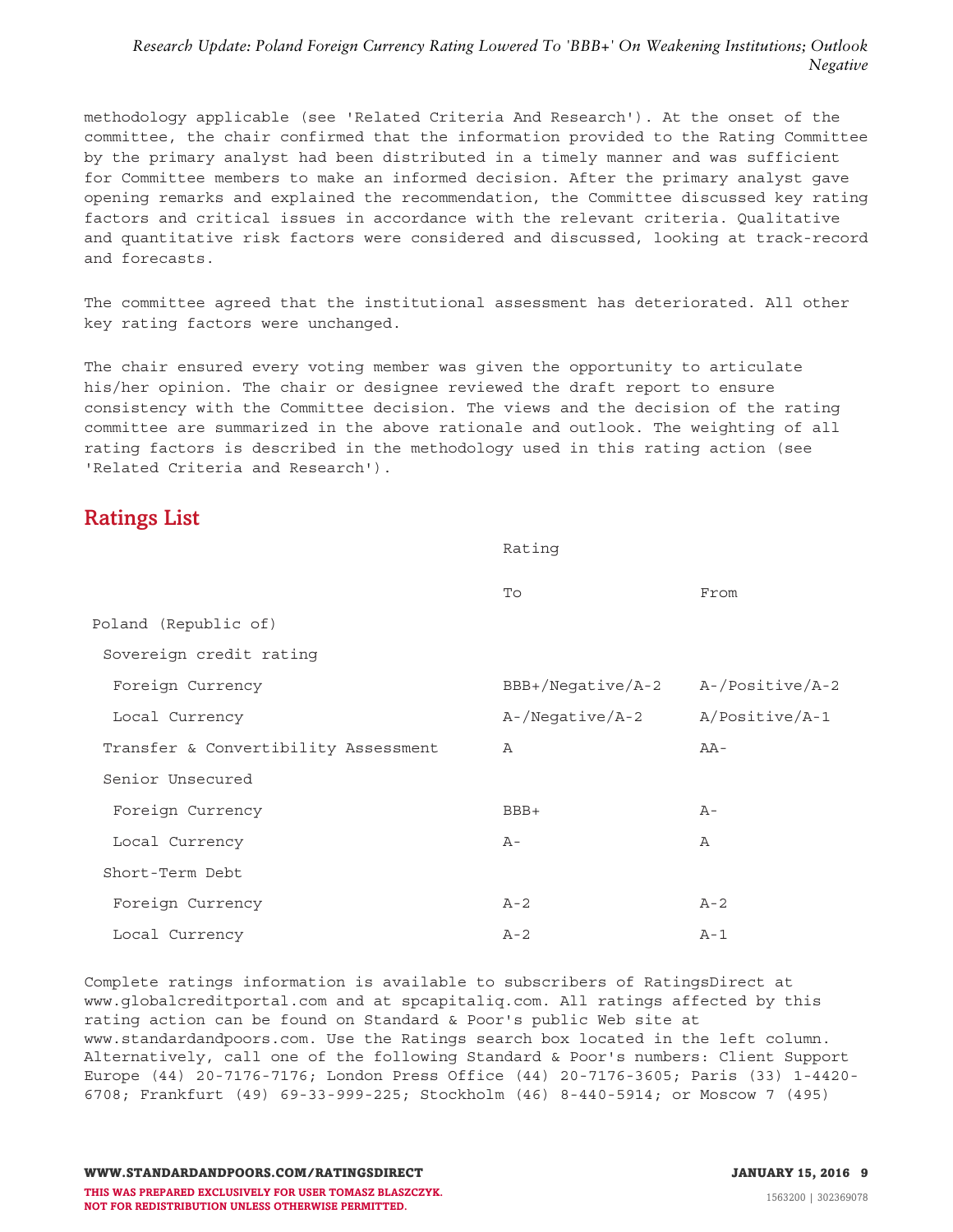methodology applicable (see 'Related Criteria And Research'). At the onset of the committee, the chair confirmed that the information provided to the Rating Committee by the primary analyst had been distributed in a timely manner and was sufficient for Committee members to make an informed decision. After the primary analyst gave opening remarks and explained the recommendation, the Committee discussed key rating factors and critical issues in accordance with the relevant criteria. Qualitative and quantitative risk factors were considered and discussed, looking at track-record and forecasts.

The committee agreed that the institutional assessment has deteriorated. All other key rating factors were unchanged.

The chair ensured every voting member was given the opportunity to articulate his/her opinion. The chair or designee reviewed the draft report to ensure consistency with the Committee decision. The views and the decision of the rating committee are summarized in the above rationale and outlook. The weighting of all rating factors is described in the methodology used in this rating action (see 'Related Criteria and Research').

## Ratings List

| | Rating | |
|---|---|---|
| | To | From |
| Poland (Republic of) | | |
| Sovereign credit rating | | |
| Foreign Currency | BBB+/Negative/A-2 | A-/Positive/A-2 |
| Local Currency | A-/Negative/A-2 | A/Positive/A-1 |
| Transfer & Convertibility Assessment | A | AA- |
| Senior Unsecured | | |
| Foreign Currency | BBB+ | A- |
| Local Currency | A- | A |
| Short-Term Debt | | |
| Foreign Currency | A-2 | A-2 |
| Local Currency | A-2 | A-1 |

Complete ratings information is available to subscribers of RatingsDirect at www.globalcreditportal.com and at spcapitaliq.com. All ratings affected by this rating action can be found on Standard & Poor's public Web site at www.standardandpoors.com. Use the Ratings search box located in the left column. Alternatively, call one of the following Standard & Poor's numbers: Client Support Europe (44) 20-7176-7176; London Press Office (44) 20-7176-3605; Paris (33) 1-4420-6708; Frankfurt (49) 69-33-999-225; Stockholm (46) 8-440-5914; or Moscow 7 (495)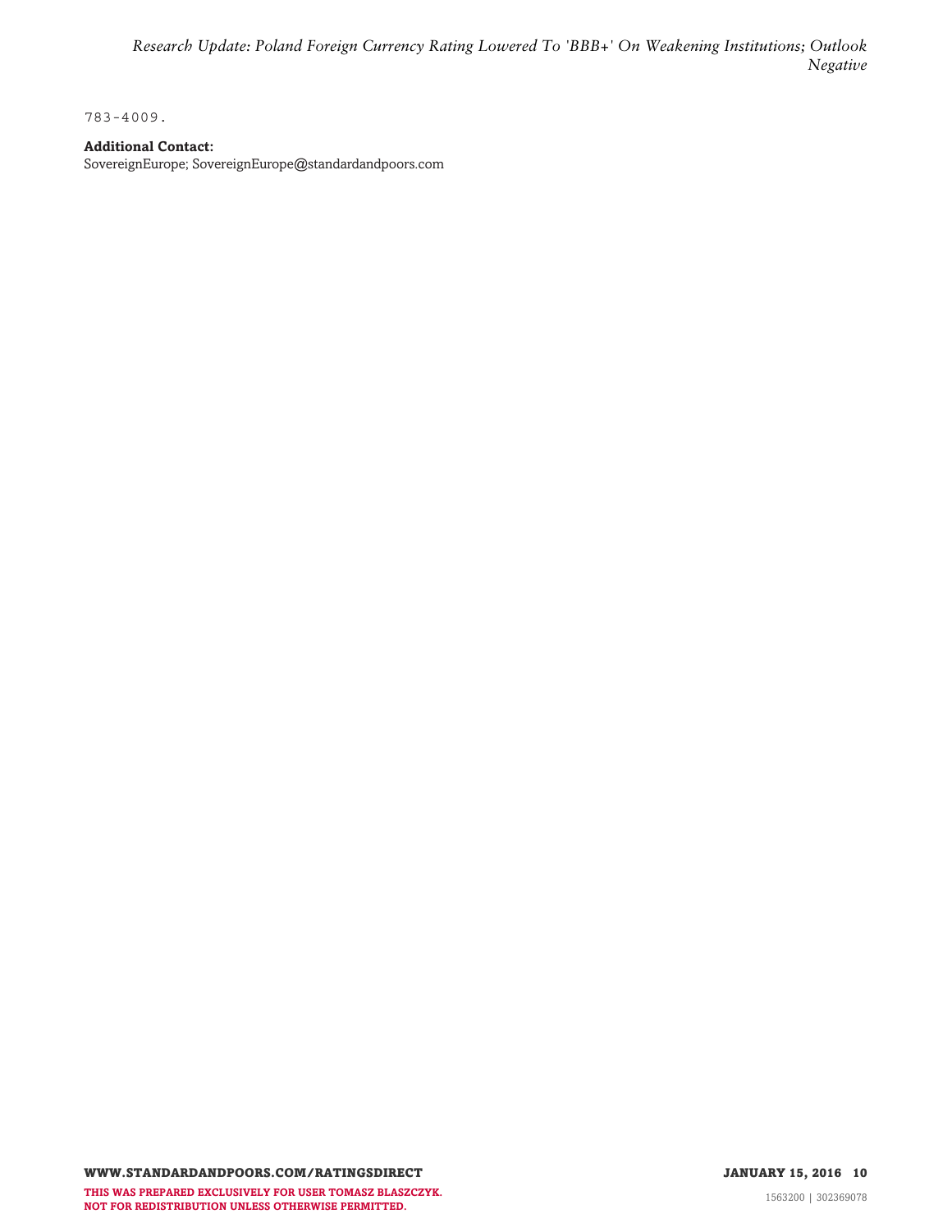783-4009.

**Additional Contact:**
SovereignEurope; SovereignEurope@standardandpoors.com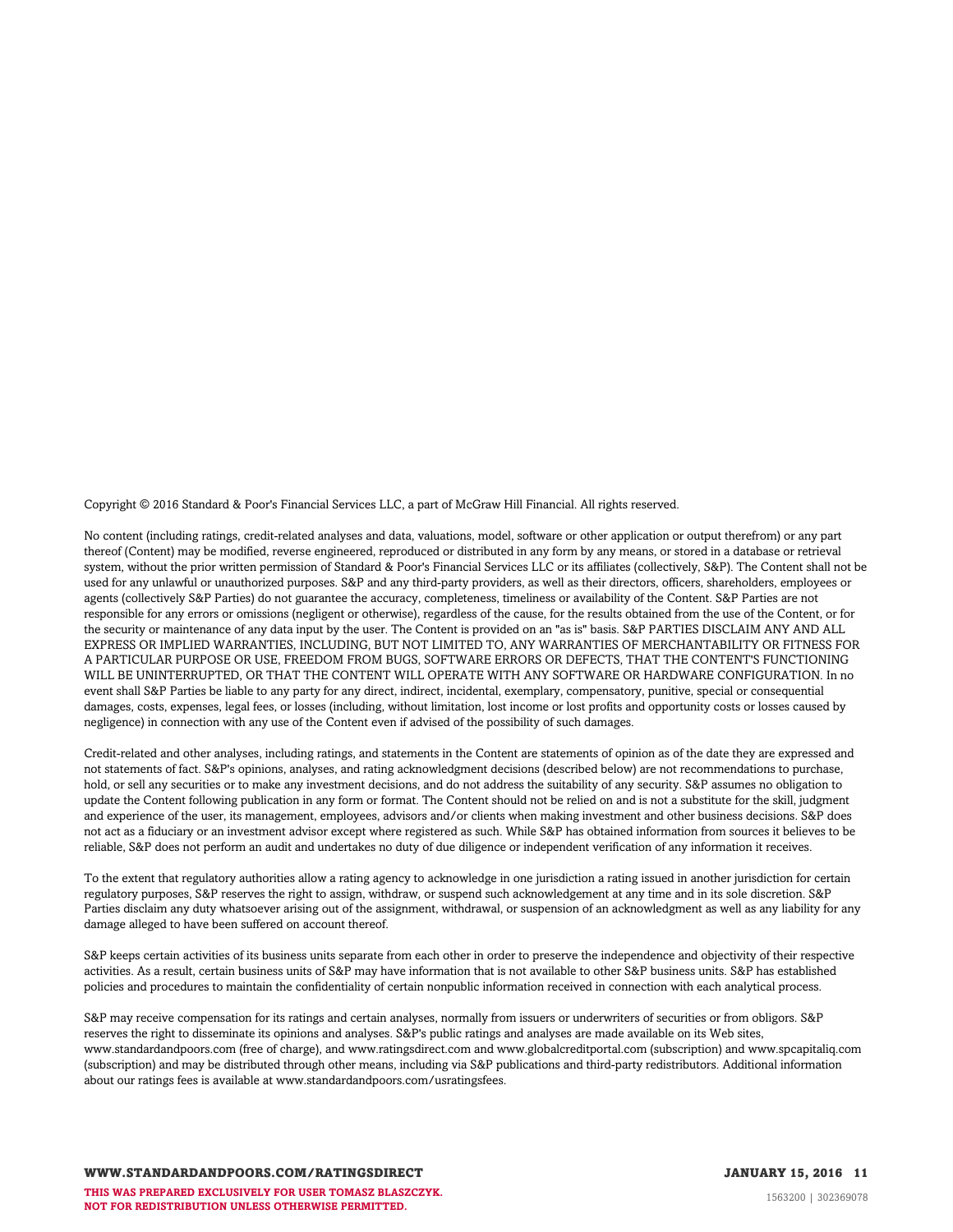Copyright © 2016 Standard & Poor's Financial Services LLC, a part of McGraw Hill Financial. All rights reserved.

No content (including ratings, credit-related analyses and data, valuations, model, software or other application or output therefrom) or any part thereof (Content) may be modified, reverse engineered, reproduced or distributed in any form by any means, or stored in a database or retrieval system, without the prior written permission of Standard & Poor's Financial Services LLC or its affiliates (collectively, S&P). The Content shall not be used for any unlawful or unauthorized purposes. S&P and any third-party providers, as well as their directors, officers, shareholders, employees or agents (collectively S&P Parties) do not guarantee the accuracy, completeness, timeliness or availability of the Content. S&P Parties are not responsible for any errors or omissions (negligent or otherwise), regardless of the cause, for the results obtained from the use of the Content, or for the security or maintenance of any data input by the user. The Content is provided on an "as is" basis. S&P PARTIES DISCLAIM ANY AND ALL EXPRESS OR IMPLIED WARRANTIES, INCLUDING, BUT NOT LIMITED TO, ANY WARRANTIES OF MERCHANTABILITY OR FITNESS FOR A PARTICULAR PURPOSE OR USE, FREEDOM FROM BUGS, SOFTWARE ERRORS OR DEFECTS, THAT THE CONTENT'S FUNCTIONING WILL BE UNINTERRUPTED, OR THAT THE CONTENT WILL OPERATE WITH ANY SOFTWARE OR HARDWARE CONFIGURATION. In no event shall S&P Parties be liable to any party for any direct, indirect, incidental, exemplary, compensatory, punitive, special or consequential damages, costs, expenses, legal fees, or losses (including, without limitation, lost income or lost profits and opportunity costs or losses caused by negligence) in connection with any use of the Content even if advised of the possibility of such damages.

Credit-related and other analyses, including ratings, and statements in the Content are statements of opinion as of the date they are expressed and not statements of fact. S&P's opinions, analyses, and rating acknowledgment decisions (described below) are not recommendations to purchase, hold, or sell any securities or to make any investment decisions, and do not address the suitability of any security. S&P assumes no obligation to update the Content following publication in any form or format. The Content should not be relied on and is not a substitute for the skill, judgment and experience of the user, its management, employees, advisors and/or clients when making investment and other business decisions. S&P does not act as a fiduciary or an investment advisor except where registered as such. While S&P has obtained information from sources it believes to be reliable, S&P does not perform an audit and undertakes no duty of due diligence or independent verification of any information it receives.

To the extent that regulatory authorities allow a rating agency to acknowledge in one jurisdiction a rating issued in another jurisdiction for certain regulatory purposes, S&P reserves the right to assign, withdraw, or suspend such acknowledgement at any time and in its sole discretion. S&P Parties disclaim any duty whatsoever arising out of the assignment, withdrawal, or suspension of an acknowledgment as well as any liability for any damage alleged to have been suffered on account thereof.

S&P keeps certain activities of its business units separate from each other in order to preserve the independence and objectivity of their respective activities. As a result, certain business units of S&P may have information that is not available to other S&P business units. S&P has established policies and procedures to maintain the confidentiality of certain nonpublic information received in connection with each analytical process.

S&P may receive compensation for its ratings and certain analyses, normally from issuers or underwriters of securities or from obligors. S&P reserves the right to disseminate its opinions and analyses. S&P's public ratings and analyses are made available on its Web sites, www.standardandpoors.com (free of charge), and www.ratingsdirect.com and www.globalcreditportal.com (subscription) and www.spcapitaliq.com (subscription) and may be distributed through other means, including via S&P publications and third-party redistributors. Additional information about our ratings fees is available at www.standardandpoors.com/usratingsfees.